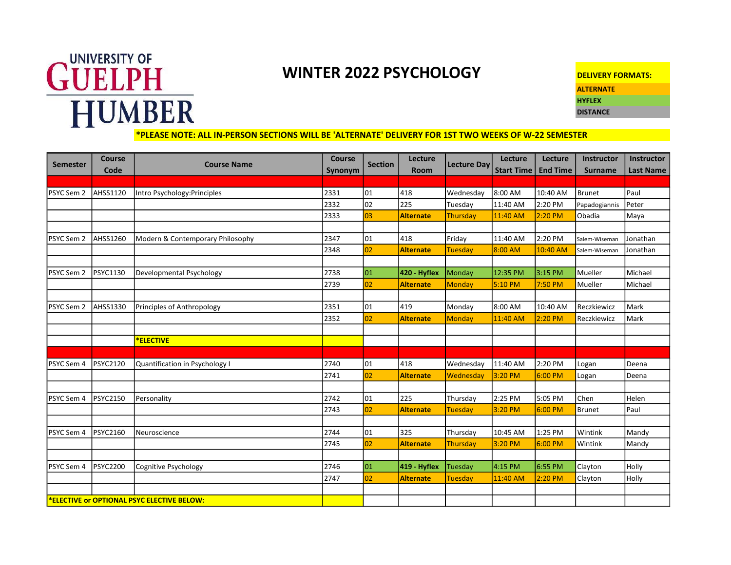UNIVERSITY OF GUELPH HUMBER

# WINTER 2022 PSYCHOLOGY

**DELIVERY FORMATS:**
**ALTERNATE**
**HYFLEX**
**DISTANCE**

***PLEASE NOTE: ALL IN-PERSON SECTIONS WILL BE 'ALTERNATE' DELIVERY FOR 1ST TWO WEEKS OF W-22 SEMESTER**

| Semester | Course Code | Course Name | Course Synonym | Section | Lecture Room | Lecture Day | Lecture Start Time | Lecture End Time | Instructor Surname | Instructor Last Name |
|---|---|---|---|---|---|---|---|---|---|---|
| | | | | | | | | | | |
| PSYC Sem 2 | AHSS1120 | Intro Psychology:Principles | 2331 | 01 | 418 | Wednesday | 8:00 AM | 10:40 AM | Brunet | Paul |
| | | | 2332 | 02 | 225 | Tuesday | 11:40 AM | 2:20 PM | Papadogiannis | Peter |
| | | | 2333 | 03 | **Alternate** | Thursday | 11:40 AM | 2:20 PM | Obadia | Maya |
| | | | | | | | | | | |
| PSYC Sem 2 | AHSS1260 | Modern & Contemporary Philosophy | 2347 | 01 | 418 | Friday | 11:40 AM | 2:20 PM | Salem-Wiseman | Jonathan |
| | | | 2348 | 02 | **Alternate** | Tuesday | 8:00 AM | 10:40 AM | Salem-Wiseman | Jonathan |
| | | | | | | | | | | |
| PSYC Sem 2 | PSYC1130 | Developmental Psychology | 2738 | 01 | **420 - Hyflex** | Monday | 12:35 PM | 3:15 PM | Mueller | Michael |
| | | | 2739 | 02 | **Alternate** | Monday | 5:10 PM | 7:50 PM | Mueller | Michael |
| | | | | | | | | | | |
| PSYC Sem 2 | AHSS1330 | Principles of Anthropology | 2351 | 01 | 419 | Monday | 8:00 AM | 10:40 AM | Reczkiewicz | Mark |
| | | | 2352 | 02 | **Alternate** | Monday | 11:40 AM | 2:20 PM | Reczkiewicz | Mark |
| | | | | | | | | | | |
| | | ***ELECTIVE** | | | | | | | | |
| | | | | | | | | | | |
| PSYC Sem 4 | PSYC2120 | Quantification in Psychology I | 2740 | 01 | 418 | Wednesday | 11:40 AM | 2:20 PM | Logan | Deena |
| | | | 2741 | 02 | **Alternate** | Wednesday | 3:20 PM | 6:00 PM | Logan | Deena |
| | | | | | | | | | | |
| PSYC Sem 4 | PSYC2150 | Personality | 2742 | 01 | 225 | Thursday | 2:25 PM | 5:05 PM | Chen | Helen |
| | | | 2743 | 02 | **Alternate** | Tuesday | 3:20 PM | 6:00 PM | Brunet | Paul |
| | | | | | | | | | | |
| PSYC Sem 4 | PSYC2160 | Neuroscience | 2744 | 01 | 325 | Thursday | 10:45 AM | 1:25 PM | Wintink | Mandy |
| | | | 2745 | 02 | **Alternate** | Thursday | 3:20 PM | 6:00 PM | Wintink | Mandy |
| | | | | | | | | | | |
| PSYC Sem 4 | PSYC2200 | Cognitive Psychology | 2746 | 01 | **419 - Hyflex** | Tuesday | 4:15 PM | 6:55 PM | Clayton | Holly |
| | | | 2747 | 02 | **Alternate** | Tuesday | 11:40 AM | 2:20 PM | Clayton | Holly |
| | | | | | | | | | | |
| ***ELECTIVE or OPTIONAL PSYC ELECTIVE BELOW:** | | | | | | | | | | |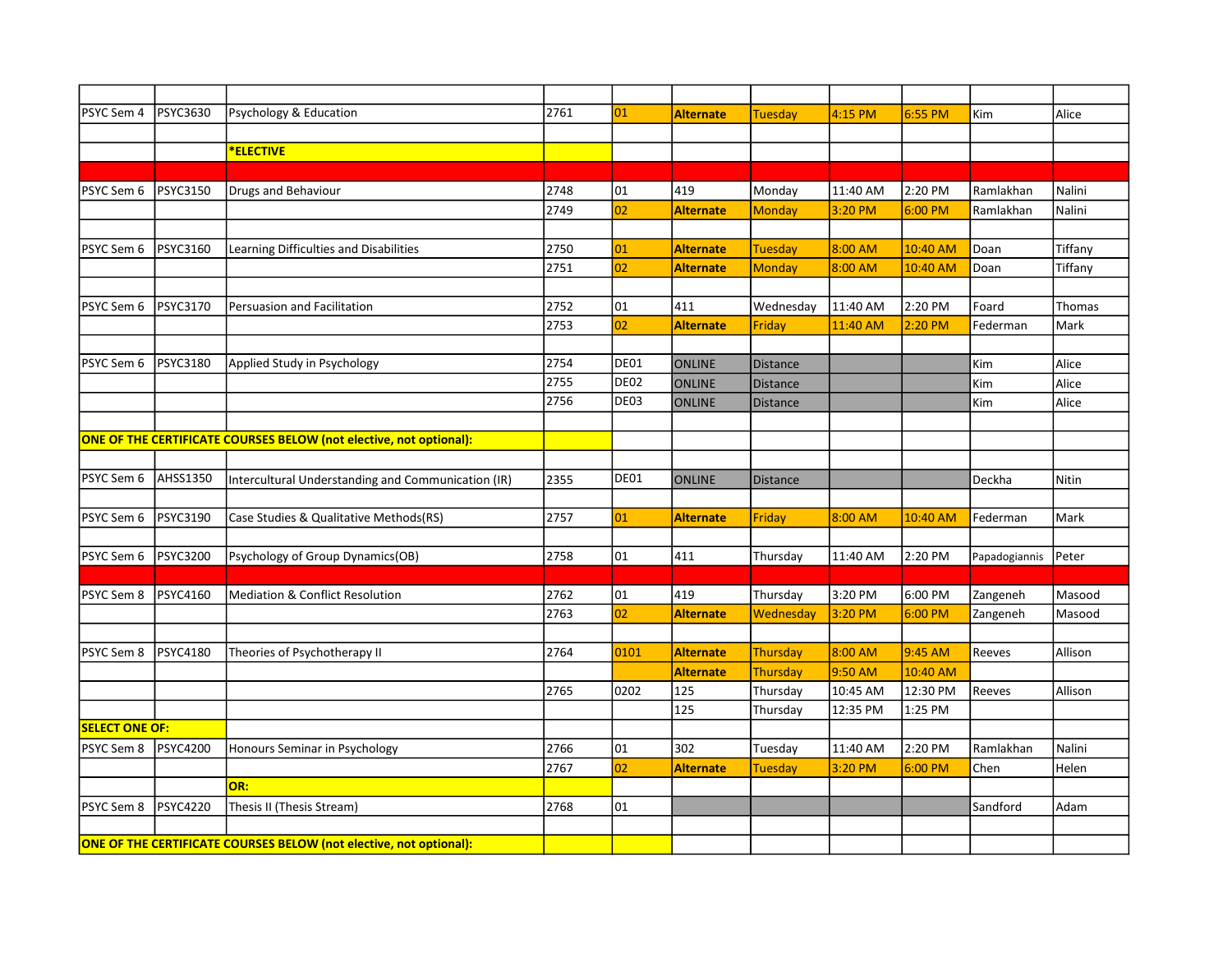| | | | | | | | | | | |
|---|---|---|---|---|---|---|---|---|---|---|
| PSYC Sem 4 | PSYC3630 | Psychology & Education | 2761 | 01 | **Alternate** | Tuesday | 4:15 PM | 6:55 PM | Kim | Alice |
| | | | | | | | | | | |
| | | ***ELECTIVE** | | | | | | | | |
| | | | | | | | | | | |
| PSYC Sem 6 | PSYC3150 | Drugs and Behaviour | 2748 | 01 | 419 | Monday | 11:40 AM | 2:20 PM | Ramlakhan | Nalini |
| | | | 2749 | 02 | **Alternate** | Monday | 3:20 PM | 6:00 PM | Ramlakhan | Nalini |
| | | | | | | | | | | |
| PSYC Sem 6 | PSYC3160 | Learning Difficulties and Disabilities | 2750 | 01 | **Alternate** | Tuesday | 8:00 AM | 10:40 AM | Doan | Tiffany |
| | | | 2751 | 02 | **Alternate** | Monday | 8:00 AM | 10:40 AM | Doan | Tiffany |
| | | | | | | | | | | |
| PSYC Sem 6 | PSYC3170 | Persuasion and Facilitation | 2752 | 01 | 411 | Wednesday | 11:40 AM | 2:20 PM | Foard | Thomas |
| | | | 2753 | 02 | **Alternate** | Friday | 11:40 AM | 2:20 PM | Federman | Mark |
| | | | | | | | | | | |
| PSYC Sem 6 | PSYC3180 | Applied Study in Psychology | 2754 | DE01 | ONLINE | Distance | | | Kim | Alice |
| | | | 2755 | DE02 | ONLINE | Distance | | | Kim | Alice |
| | | | 2756 | DE03 | ONLINE | Distance | | | Kim | Alice |
| | | | | | | | | | | |
| **ONE OF THE CERTIFICATE COURSES BELOW (not elective, not optional):** | | | | | | | | | | |
| | | | | | | | | | | |
| PSYC Sem 6 | AHSS1350 | Intercultural Understanding and Communication (IR) | 2355 | DE01 | ONLINE | Distance | | | Deckha | Nitin |
| | | | | | | | | | | |
| PSYC Sem 6 | PSYC3190 | Case Studies & Qualitative Methods(RS) | 2757 | 01 | **Alternate** | Friday | 8:00 AM | 10:40 AM | Federman | Mark |
| | | | | | | | | | | |
| PSYC Sem 6 | PSYC3200 | Psychology of Group Dynamics(OB) | 2758 | 01 | 411 | Thursday | 11:40 AM | 2:20 PM | Papadogiannis | Peter |
| | | | | | | | | | | |
| PSYC Sem 8 | PSYC4160 | Mediation & Conflict Resolution | 2762 | 01 | 419 | Thursday | 3:20 PM | 6:00 PM | Zangeneh | Masood |
| | | | 2763 | 02 | **Alternate** | Wednesday | 3:20 PM | 6:00 PM | Zangeneh | Masood |
| | | | | | | | | | | |
| PSYC Sem 8 | PSYC4180 | Theories of Psychotherapy II | 2764 | 0101 | **Alternate** | Thursday | 8:00 AM | 9:45 AM | Reeves | Allison |
| | | | | | **Alternate** | Thursday | 9:50 AM | 10:40 AM | | |
| | | | 2765 | 0202 | 125 | Thursday | 10:45 AM | 12:30 PM | Reeves | Allison |
| | | | | | 125 | Thursday | 12:35 PM | 1:25 PM | | |
| **SELECT ONE OF:** | | | | | | | | | | |
| PSYC Sem 8 | PSYC4200 | Honours Seminar in Psychology | 2766 | 01 | 302 | Tuesday | 11:40 AM | 2:20 PM | Ramlakhan | Nalini |
| | | | 2767 | 02 | **Alternate** | Tuesday | 3:20 PM | 6:00 PM | Chen | Helen |
| | | **OR:** | | | | | | | | |
| PSYC Sem 8 | PSYC4220 | Thesis II (Thesis Stream) | 2768 | 01 | | | | | Sandford | Adam |
| | | | | | | | | | | |
| **ONE OF THE CERTIFICATE COURSES BELOW (not elective, not optional):** | | | | | | | | | | |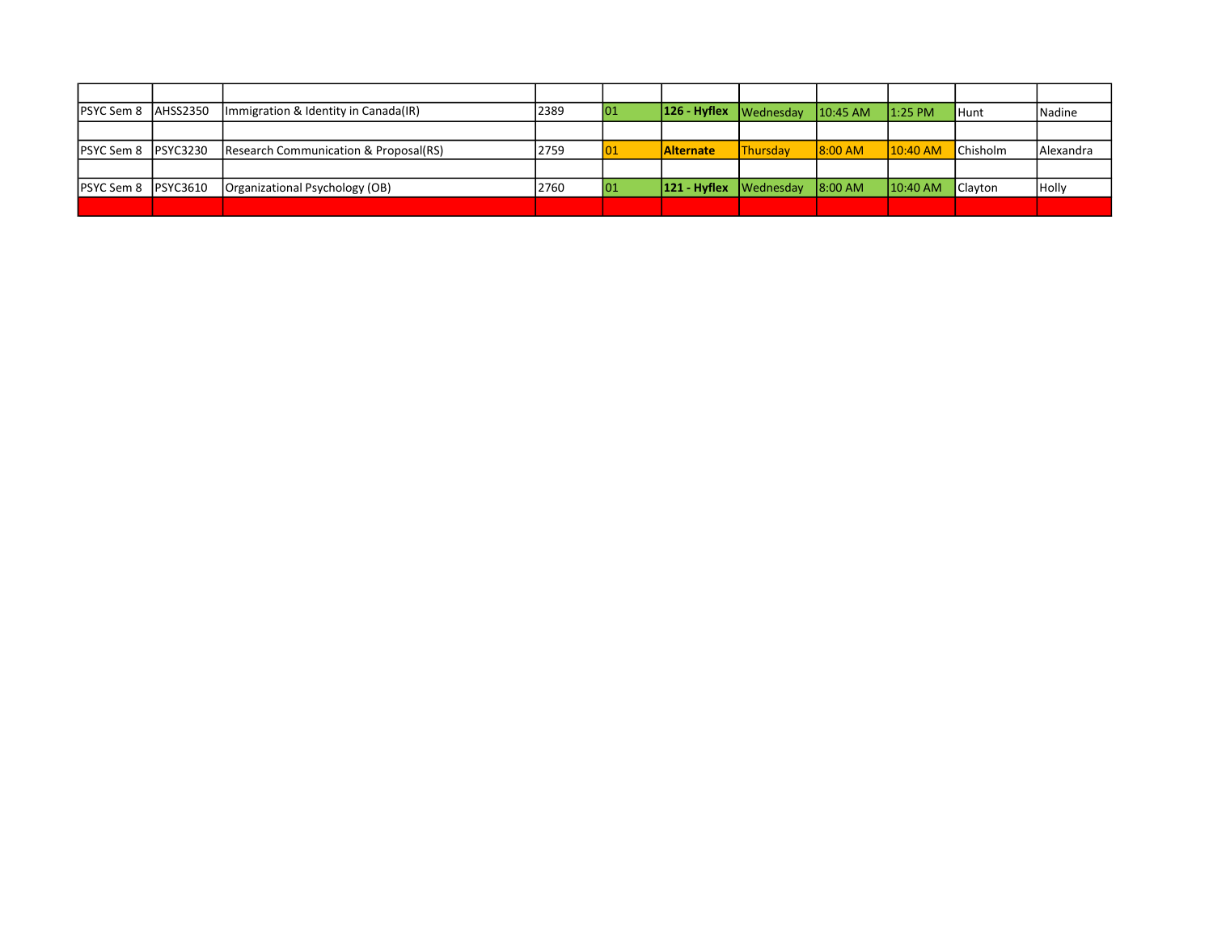| | | | | | | | | | | |
|---|---|---|---|---|---|---|---|---|---|---|
| PSYC Sem 8 | AHSS2350 | Immigration & Identity in Canada(IR) | 2389 | 01 | **126 - Hyflex** | Wednesday | 10:45 AM | 1:25 PM | Hunt | Nadine |
| | | | | | | | | | | |
| PSYC Sem 8 | PSYC3230 | Research Communication & Proposal(RS) | 2759 | 01 | **Alternate** | Thursday | 8:00 AM | 10:40 AM | Chisholm | Alexandra |
| | | | | | | | | | | |
| PSYC Sem 8 | PSYC3610 | Organizational Psychology (OB) | 2760 | 01 | **121 - Hyflex** | Wednesday | 8:00 AM | 10:40 AM | Clayton | Holly |
| | | | | | | | | | | |